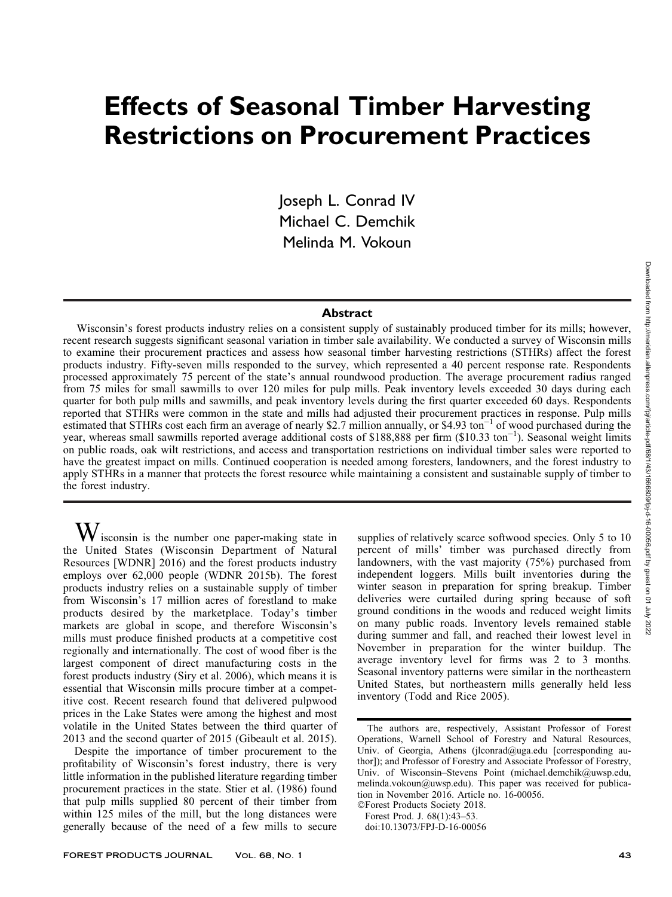# Effects of Seasonal Timber Harvesting Restrictions on Procurement Practices

Joseph L. Conrad IV
Michael C. Demchik
Melinda M. Vokoun

## Abstract

Wisconsin's forest products industry relies on a consistent supply of sustainably produced timber for its mills; however, recent research suggests significant seasonal variation in timber sale availability. We conducted a survey of Wisconsin mills to examine their procurement practices and assess how seasonal timber harvesting restrictions (STHRs) affect the forest products industry. Fifty-seven mills responded to the survey, which represented a 40 percent response rate. Respondents processed approximately 75 percent of the state's annual roundwood production. The average procurement radius ranged from 75 miles for small sawmills to over 120 miles for pulp mills. Peak inventory levels exceeded 30 days during each quarter for both pulp mills and sawmills, and peak inventory levels during the first quarter exceeded 60 days. Respondents reported that STHRs were common in the state and mills had adjusted their procurement practices in response. Pulp mills estimated that STHRs cost each firm an average of nearly \$2.7 million annually, or \$4.93 $\text{ton}^{-1}$ of wood purchased during the year, whereas small sawmills reported average additional costs of \$188,888 per firm (\$10.33 $\text{ton}^{-1}$). Seasonal weight limits on public roads, oak wilt restrictions, and access and transportation restrictions on individual timber sales were reported to have the greatest impact on mills. Continued cooperation is needed among foresters, landowners, and the forest industry to apply STHRs in a manner that protects the forest resource while maintaining a consistent and sustainable supply of timber to the forest industry.

Wisconsin is the number one paper-making state in the United States (Wisconsin Department of Natural Resources [WDNR] 2016) and the forest products industry employs over 62,000 people (WDNR 2015b). The forest products industry relies on a sustainable supply of timber from Wisconsin's 17 million acres of forestland to make products desired by the marketplace. Today's timber markets are global in scope, and therefore Wisconsin's mills must produce finished products at a competitive cost regionally and internationally. The cost of wood fiber is the largest component of direct manufacturing costs in the forest products industry (Siry et al. 2006), which means it is essential that Wisconsin mills procure timber at a competitive cost. Recent research found that delivered pulpwood prices in the Lake States were among the highest and most volatile in the United States between the third quarter of 2013 and the second quarter of 2015 (Gibeault et al. 2015).

Despite the importance of timber procurement to the profitability of Wisconsin's forest industry, there is very little information in the published literature regarding timber procurement practices in the state. Stier et al. (1986) found that pulp mills supplied 80 percent of their timber from within 125 miles of the mill, but the long distances were generally because of the need of a few mills to secure supplies of relatively scarce softwood species. Only 5 to 10 percent of mills' timber was purchased directly from landowners, with the vast majority (75%) purchased from independent loggers. Mills built inventories during the winter season in preparation for spring breakup. Timber deliveries were curtailed during spring because of soft ground conditions in the woods and reduced weight limits on many public roads. Inventory levels remained stable during summer and fall, and reached their lowest level in November in preparation for the winter buildup. The average inventory level for firms was 2 to 3 months. Seasonal inventory patterns were similar in the northeastern United States, but northeastern mills generally held less inventory (Todd and Rice 2005).

The authors are, respectively, Assistant Professor of Forest Operations, Warnell School of Forestry and Natural Resources, Univ. of Georgia, Athens (jlconrad@uga.edu [corresponding author]); and Professor of Forestry and Associate Professor of Forestry, Univ. of Wisconsin–Stevens Point (michael.demchik@uwsp.edu, melinda.vokoun@uwsp.edu). This paper was received for publication in November 2016. Article no. 16-00056.
©Forest Products Society 2018.
Forest Prod. J. 68(1):43–53.
doi:10.13073/FPJ-D-16-00056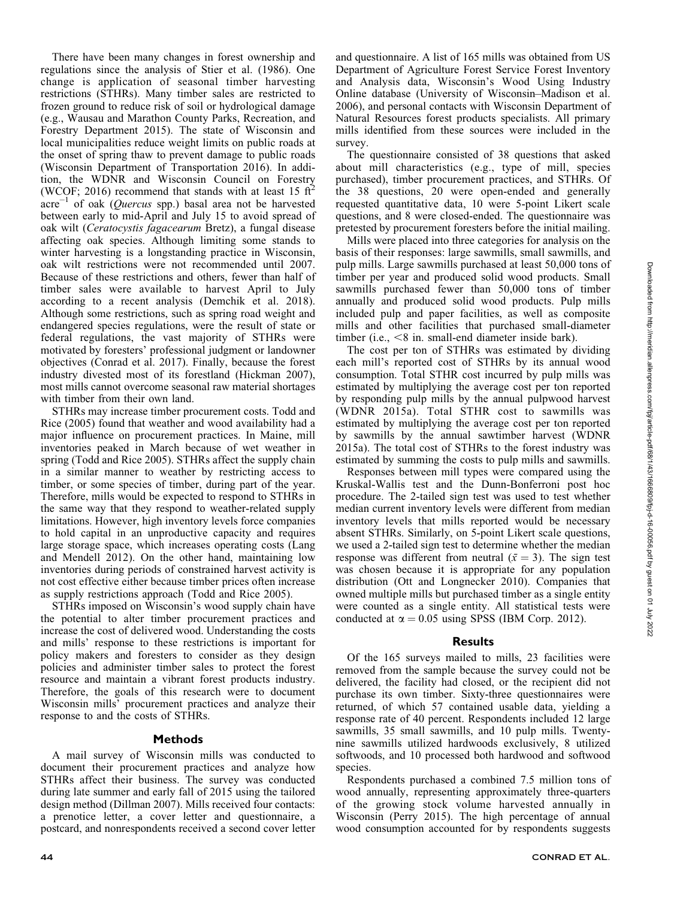There have been many changes in forest ownership and regulations since the analysis of Stier et al. (1986). One change is application of seasonal timber harvesting restrictions (STHRs). Many timber sales are restricted to frozen ground to reduce risk of soil or hydrological damage (e.g., Wausau and Marathon County Parks, Recreation, and Forestry Department 2015). The state of Wisconsin and local municipalities reduce weight limits on public roads at the onset of spring thaw to prevent damage to public roads (Wisconsin Department of Transportation 2016). In addition, the WDNR and Wisconsin Council on Forestry (WCOF; 2016) recommend that stands with at least 15 $ft^2$ $acre^{-1}$ of oak (*Quercus* spp.) basal area not be harvested between early to mid-April and July 15 to avoid spread of oak wilt (*Ceratocystis fagacearum* Bretz), a fungal disease affecting oak species. Although limiting some stands to winter harvesting is a longstanding practice in Wisconsin, oak wilt restrictions were not recommended until 2007. Because of these restrictions and others, fewer than half of timber sales were available to harvest April to July according to a recent analysis (Demchik et al. 2018). Although some restrictions, such as spring road weight and endangered species regulations, were the result of state or federal regulations, the vast majority of STHRs were motivated by foresters' professional judgment or landowner objectives (Conrad et al. 2017). Finally, because the forest industry divested most of its forestland (Hickman 2007), most mills cannot overcome seasonal raw material shortages with timber from their own land.

STHRs may increase timber procurement costs. Todd and Rice (2005) found that weather and wood availability had a major influence on procurement practices. In Maine, mill inventories peaked in March because of wet weather in spring (Todd and Rice 2005). STHRs affect the supply chain in a similar manner to weather by restricting access to timber, or some species of timber, during part of the year. Therefore, mills would be expected to respond to STHRs in the same way that they respond to weather-related supply limitations. However, high inventory levels force companies to hold capital in an unproductive capacity and requires large storage space, which increases operating costs (Lang and Mendell 2012). On the other hand, maintaining low inventories during periods of constrained harvest activity is not cost effective either because timber prices often increase as supply restrictions approach (Todd and Rice 2005).

STHRs imposed on Wisconsin's wood supply chain have the potential to alter timber procurement practices and increase the cost of delivered wood. Understanding the costs and mills' response to these restrictions is important for policy makers and foresters to consider as they design policies and administer timber sales to protect the forest resource and maintain a vibrant forest products industry. Therefore, the goals of this research were to document Wisconsin mills' procurement practices and analyze their response to and the costs of STHRs.

## Methods

A mail survey of Wisconsin mills was conducted to document their procurement practices and analyze how STHRs affect their business. The survey was conducted during late summer and early fall of 2015 using the tailored design method (Dillman 2007). Mills received four contacts: a prenotice letter, a cover letter and questionnaire, a postcard, and nonrespondents received a second cover letter and questionnaire. A list of 165 mills was obtained from US Department of Agriculture Forest Service Forest Inventory and Analysis data, Wisconsin's Wood Using Industry Online database (University of Wisconsin–Madison et al. 2006), and personal contacts with Wisconsin Department of Natural Resources forest products specialists. All primary mills identified from these sources were included in the survey.

The questionnaire consisted of 38 questions that asked about mill characteristics (e.g., type of mill, species purchased), timber procurement practices, and STHRs. Of the 38 questions, 20 were open-ended and generally requested quantitative data, 10 were 5-point Likert scale questions, and 8 were closed-ended. The questionnaire was pretested by procurement foresters before the initial mailing.

Mills were placed into three categories for analysis on the basis of their responses: large sawmills, small sawmills, and pulp mills. Large sawmills purchased at least 50,000 tons of timber per year and produced solid wood products. Small sawmills purchased fewer than 50,000 tons of timber annually and produced solid wood products. Pulp mills included pulp and paper facilities, as well as composite mills and other facilities that purchased small-diameter timber (i.e., <8 in. small-end diameter inside bark).

The cost per ton of STHRs was estimated by dividing each mill's reported cost of STHRs by its annual wood consumption. Total STHR cost incurred by pulp mills was estimated by multiplying the average cost per ton reported by responding pulp mills by the annual pulpwood harvest (WDNR 2015a). Total STHR cost to sawmills was estimated by multiplying the average cost per ton reported by sawmills by the annual sawtimber harvest (WDNR 2015a). The total cost of STHRs to the forest industry was estimated by summing the costs to pulp mills and sawmills.

Responses between mill types were compared using the Kruskal-Wallis test and the Dunn-Bonferroni post hoc procedure. The 2-tailed sign test was used to test whether median current inventory levels were different from median inventory levels that mills reported would be necessary absent STHRs. Similarly, on 5-point Likert scale questions, we used a 2-tailed sign test to determine whether the median response was different from neutral ($\tilde{x} = 3$). The sign test was chosen because it is appropriate for any population distribution (Ott and Longnecker 2010). Companies that owned multiple mills but purchased timber as a single entity were counted as a single entity. All statistical tests were conducted at $\alpha = 0.05$ using SPSS (IBM Corp. 2012).

## Results

Of the 165 surveys mailed to mills, 23 facilities were removed from the sample because the survey could not be delivered, the facility had closed, or the recipient did not purchase its own timber. Sixty-three questionnaires were returned, of which 57 contained usable data, yielding a response rate of 40 percent. Respondents included 12 large sawmills, 35 small sawmills, and 10 pulp mills. Twenty-nine sawmills utilized hardwoods exclusively, 8 utilized softwoods, and 10 processed both hardwood and softwood species.

Respondents purchased a combined 7.5 million tons of wood annually, representing approximately three-quarters of the growing stock volume harvested annually in Wisconsin (Perry 2015). The high percentage of annual wood consumption accounted for by respondents suggests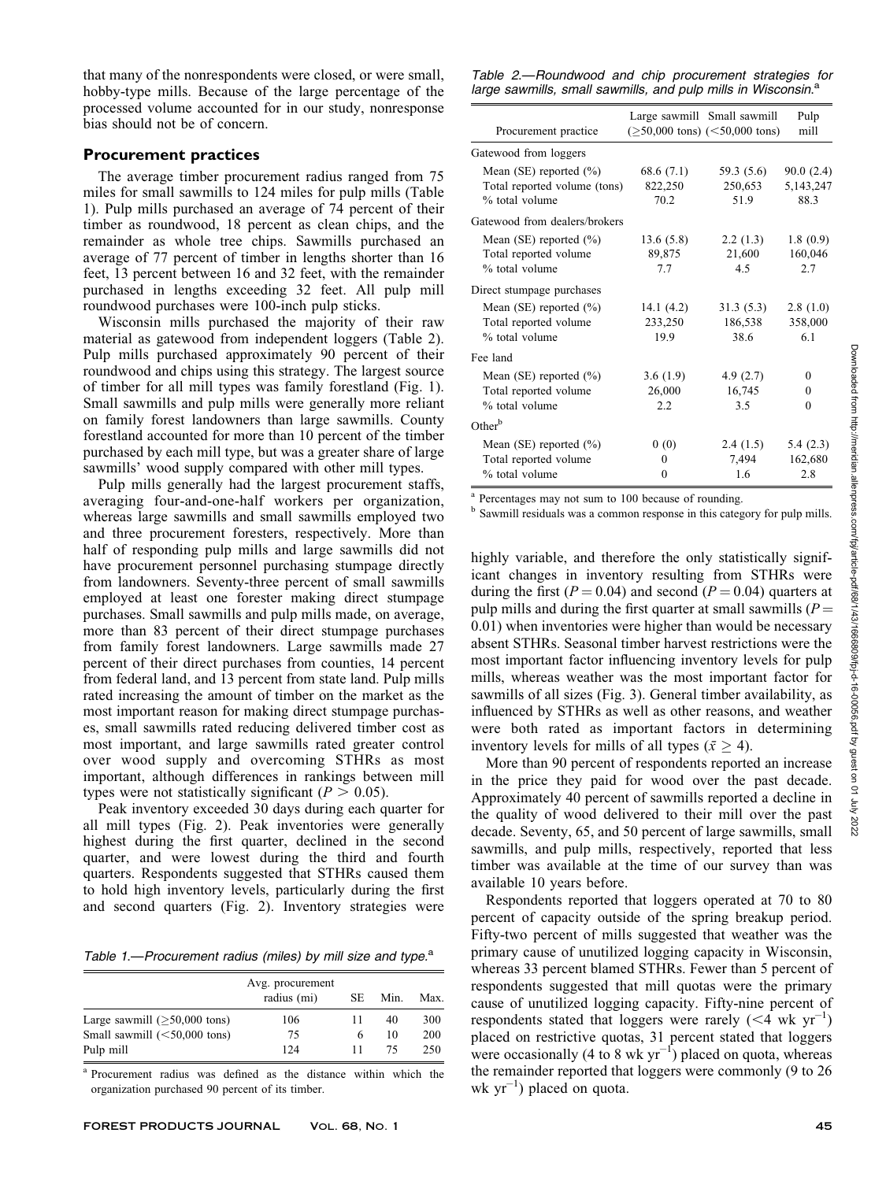that many of the nonrespondents were closed, or were small, hobby-type mills. Because of the large percentage of the processed volume accounted for in our study, nonresponse bias should not be of concern.

## Procurement practices

The average timber procurement radius ranged from 75 miles for small sawmills to 124 miles for pulp mills (Table 1). Pulp mills purchased an average of 74 percent of their timber as roundwood, 18 percent as clean chips, and the remainder as whole tree chips. Sawmills purchased an average of 77 percent of timber in lengths shorter than 16 feet, 13 percent between 16 and 32 feet, with the remainder purchased in lengths exceeding 32 feet. All pulp mill roundwood purchases were 100-inch pulp sticks.

Wisconsin mills purchased the majority of their raw material as gatewood from independent loggers (Table 2). Pulp mills purchased approximately 90 percent of their roundwood and chips using this strategy. The largest source of timber for all mill types was family forestland (Fig. 1). Small sawmills and pulp mills were generally more reliant on family forest landowners than large sawmills. County forestland accounted for more than 10 percent of the timber purchased by each mill type, but was a greater share of large sawmills' wood supply compared with other mill types.

Pulp mills generally had the largest procurement staffs, averaging four-and-one-half workers per organization, whereas large sawmills and small sawmills employed two and three procurement foresters, respectively. More than half of responding pulp mills and large sawmills did not have procurement personnel purchasing stumpage directly from landowners. Seventy-three percent of small sawmills employed at least one forester making direct stumpage purchases. Small sawmills and pulp mills made, on average, more than 83 percent of their direct stumpage purchases from family forest landowners. Large sawmills made 27 percent of their direct purchases from counties, 14 percent from federal land, and 13 percent from state land. Pulp mills rated increasing the amount of timber on the market as the most important reason for making direct stumpage purchases, small sawmills rated reducing delivered timber cost as most important, and large sawmills rated greater control over wood supply and overcoming STHRs as most important, although differences in rankings between mill types were not statistically significant ($P > 0.05$).

Peak inventory exceeded 30 days during each quarter for all mill types (Fig. 2). Peak inventories were generally highest during the first quarter, declined in the second quarter, and were lowest during the third and fourth quarters. Respondents suggested that STHRs caused them to hold high inventory levels, particularly during the first and second quarters (Fig. 2). Inventory strategies were highly variable, and therefore the only statistically significant changes in inventory resulting from STHRs were during the first ($P = 0.04$) and second ($P = 0.04$) quarters at pulp mills and during the first quarter at small sawmills ($P = 0.01$) when inventories were higher than would be necessary absent STHRs. Seasonal timber harvest restrictions were the most important factor influencing inventory levels for pulp mills, whereas weather was the most important factor for sawmills of all sizes (Fig. 3). General timber availability, as influenced by STHRs as well as other reasons, and weather were both rated as important factors in determining inventory levels for mills of all types ($\bar{x} \geq 4$).

More than 90 percent of respondents reported an increase in the price they paid for wood over the past decade. Approximately 40 percent of sawmills reported a decline in the quality of wood delivered to their mill over the past decade. Seventy, 65, and 50 percent of large sawmills, small sawmills, and pulp mills, respectively, reported that less timber was available at the time of our survey than was available 10 years before.

Respondents reported that loggers operated at 70 to 80 percent of capacity outside of the spring breakup period. Fifty-two percent of mills suggested that weather was the primary cause of unutilized logging capacity in Wisconsin, whereas 33 percent blamed STHRs. Fewer than 5 percent of respondents suggested that mill quotas were the primary cause of unutilized logging capacity. Fifty-nine percent of respondents stated that loggers were rarely ($<4$ wk $\text{yr}^{-1}$) placed on restrictive quotas, 31 percent stated that loggers were occasionally (4 to 8 wk $\text{yr}^{-1}$) placed on quota, whereas the remainder reported that loggers were commonly (9 to 26 wk $\text{yr}^{-1}$) placed on quota.

*Table 1.—Procurement radius (miles) by mill size and type.*[a]

| | Avg. procurement radius (mi) | SE | Min. | Max. |
|---|---|---|---|---|
| Large sawmill (≥50,000 tons) | 106 | 11 | 40 | 300 |
| Small sawmill (<50,000 tons) | 75 | 6 | 10 | 200 |
| Pulp mill | 124 | 11 | 75 | 250 |

[a] Procurement radius was defined as the distance within which the organization purchased 90 percent of its timber.

*Table 2.—Roundwood and chip procurement strategies for large sawmills, small sawmills, and pulp mills in Wisconsin.*[a]

| Procurement practice | Large sawmill (≥50,000 tons) | Small sawmill (<50,000 tons) | Pulp mill |
|---|---|---|---|
| Gatewood from loggers | | | |
| Mean (SE) reported (%) | 68.6 (7.1) | 59.3 (5.6) | 90.0 (2.4) |
| Total reported volume (tons) | 822,250 | 250,653 | 5,143,247 |
| % total volume | 70.2 | 51.9 | 88.3 |
| Gatewood from dealers/brokers | | | |
| Mean (SE) reported (%) | 13.6 (5.8) | 2.2 (1.3) | 1.8 (0.9) |
| Total reported volume | 89,875 | 21,600 | 160,046 |
| % total volume | 7.7 | 4.5 | 2.7 |
| Direct stumpage purchases | | | |
| Mean (SE) reported (%) | 14.1 (4.2) | 31.3 (5.3) | 2.8 (1.0) |
| Total reported volume | 233,250 | 186,538 | 358,000 |
| % total volume | 19.9 | 38.6 | 6.1 |
| Fee land | | | |
| Mean (SE) reported (%) | 3.6 (1.9) | 4.9 (2.7) | 0 |
| Total reported volume | 26,000 | 16,745 | 0 |
| % total volume | 2.2 | 3.5 | 0 |
| Other[b] | | | |
| Mean (SE) reported (%) | 0 (0) | 2.4 (1.5) | 5.4 (2.3) |
| Total reported volume | 0 | 7,494 | 162,680 |
| % total volume | 0 | 1.6 | 2.8 |

[a] Percentages may not sum to 100 because of rounding.
[b] Sawmill residuals was a common response in this category for pulp mills.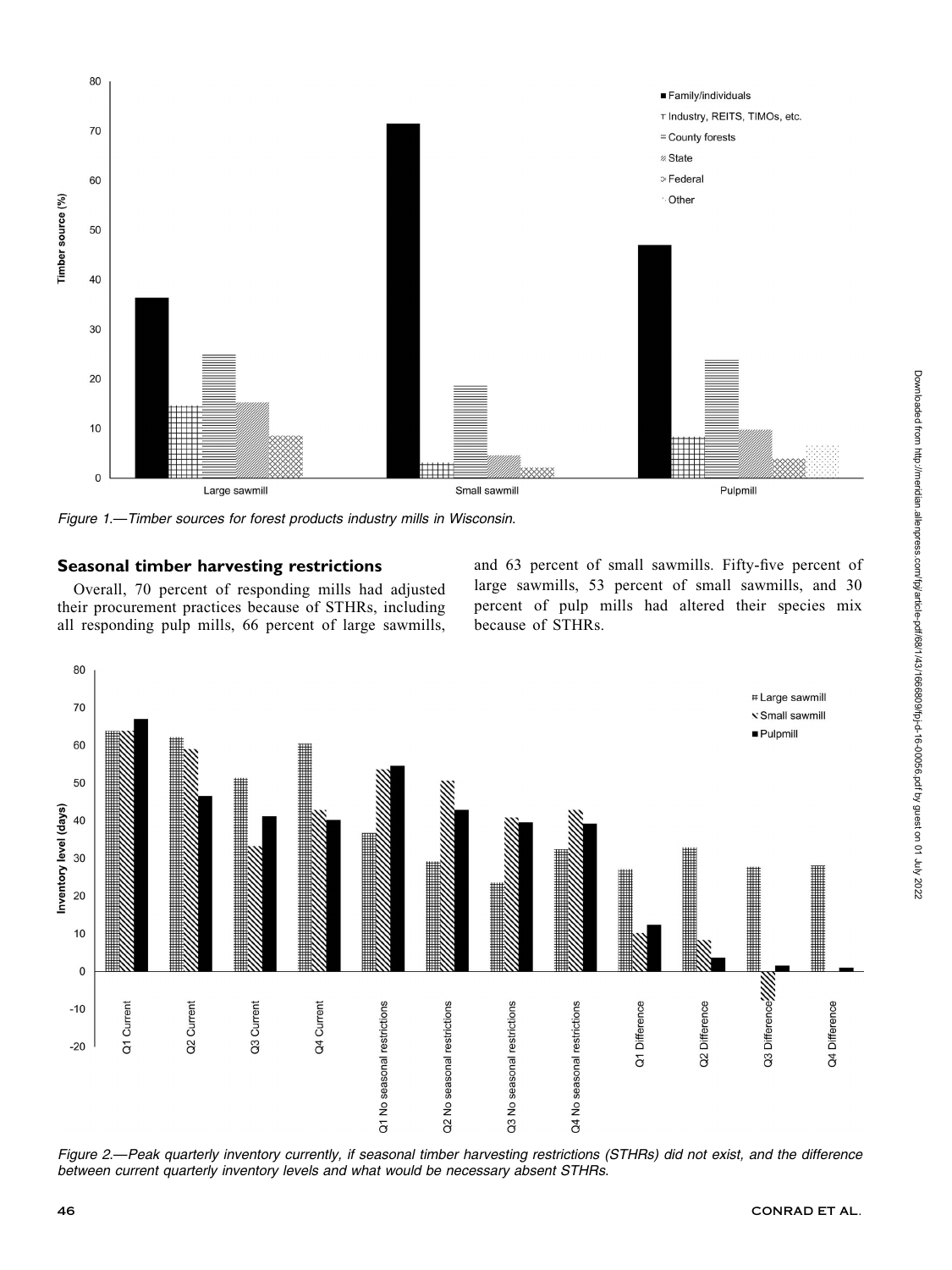Figure 1.—Timber sources for forest products industry mills in Wisconsin.

## Seasonal timber harvesting restrictions

Overall, 70 percent of responding mills had adjusted their procurement practices because of STHRs, including all responding pulp mills, 66 percent of large sawmills, and 63 percent of small sawmills. Fifty-five percent of large sawmills, 53 percent of small sawmills, and 30 percent of pulp mills had altered their species mix because of STHRs.

Figure 2.—Peak quarterly inventory currently, if seasonal timber harvesting restrictions (STHRs) did not exist, and the difference between current quarterly inventory levels and what would be necessary absent STHRs.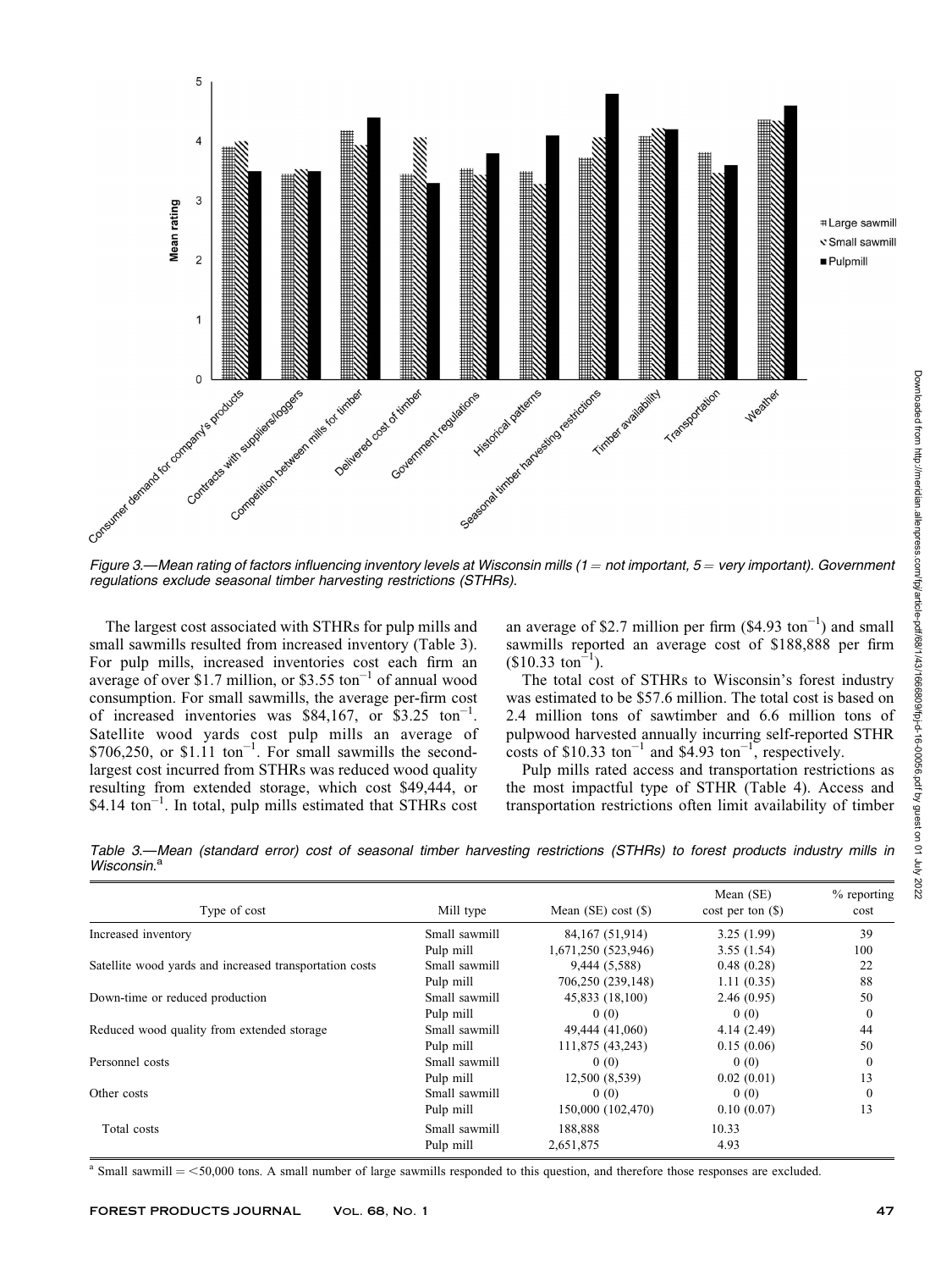Figure 3.—Mean rating of factors influencing inventory levels at Wisconsin mills (1 = not important, 5 = very important). Government regulations exclude seasonal timber harvesting restrictions (STHRs).

The largest cost associated with STHRs for pulp mills and small sawmills resulted from increased inventory (Table 3). For pulp mills, increased inventories cost each firm an average of over $1.7 million, or $3.55 ton$^{-1}$ of annual wood consumption. For small sawmills, the average per-firm cost of increased inventories was $84,167, or $3.25 ton$^{-1}$. Satellite wood yards cost pulp mills an average of $706,250, or $1.11 ton$^{-1}$. For small sawmills the second-largest cost incurred from STHRs was reduced wood quality resulting from extended storage, which cost $49,444, or $4.14 ton$^{-1}$. In total, pulp mills estimated that STHRs cost an average of $2.7 million per firm ($4.93 ton$^{-1}$) and small sawmills reported an average cost of $188,888 per firm ($10.33 ton$^{-1}$).

The total cost of STHRs to Wisconsin's forest industry was estimated to be $57.6 million. The total cost is based on 2.4 million tons of sawtimber and 6.6 million tons of pulpwood harvested annually incurring self-reported STHR costs of $10.33 ton$^{-1}$ and $4.93 ton$^{-1}$, respectively.

Pulp mills rated access and transportation restrictions as the most impactful type of STHR (Table 4). Access and transportation restrictions often limit availability of timber

Table 3.—Mean (standard error) cost of seasonal timber harvesting restrictions (STHRs) to forest products industry mills in Wisconsin.[a]

| Type of cost | Mill type | Mean (SE) cost ($) | Mean (SE) cost per ton ($) | % reporting cost |
|---|---|---|---|---|
| Increased inventory | Small sawmill | 84,167 (51,914) | 3.25 (1.99) | 39 |
| | Pulp mill | 1,671,250 (523,946) | 3.55 (1.54) | 100 |
| Satellite wood yards and increased transportation costs | Small sawmill | 9,444 (5,588) | 0.48 (0.28) | 22 |
| | Pulp mill | 706,250 (239,148) | 1.11 (0.35) | 88 |
| Down-time or reduced production | Small sawmill | 45,833 (18,100) | 2.46 (0.95) | 50 |
| | Pulp mill | 0 (0) | 0 (0) | 0 |
| Reduced wood quality from extended storage | Small sawmill | 49,444 (41,060) | 4.14 (2.49) | 44 |
| | Pulp mill | 111,875 (43,243) | 0.15 (0.06) | 50 |
| Personnel costs | Small sawmill | 0 (0) | 0 (0) | 0 |
| | Pulp mill | 12,500 (8,539) | 0.02 (0.01) | 13 |
| Other costs | Small sawmill | 0 (0) | 0 (0) | 0 |
| | Pulp mill | 150,000 (102,470) | 0.10 (0.07) | 13 |
| Total costs | Small sawmill | 188,888 | 10.33 | |
| | Pulp mill | 2,651,875 | 4.93 | |

[a] Small sawmill = <50,000 tons. A small number of large sawmills responded to this question, and therefore those responses are excluded.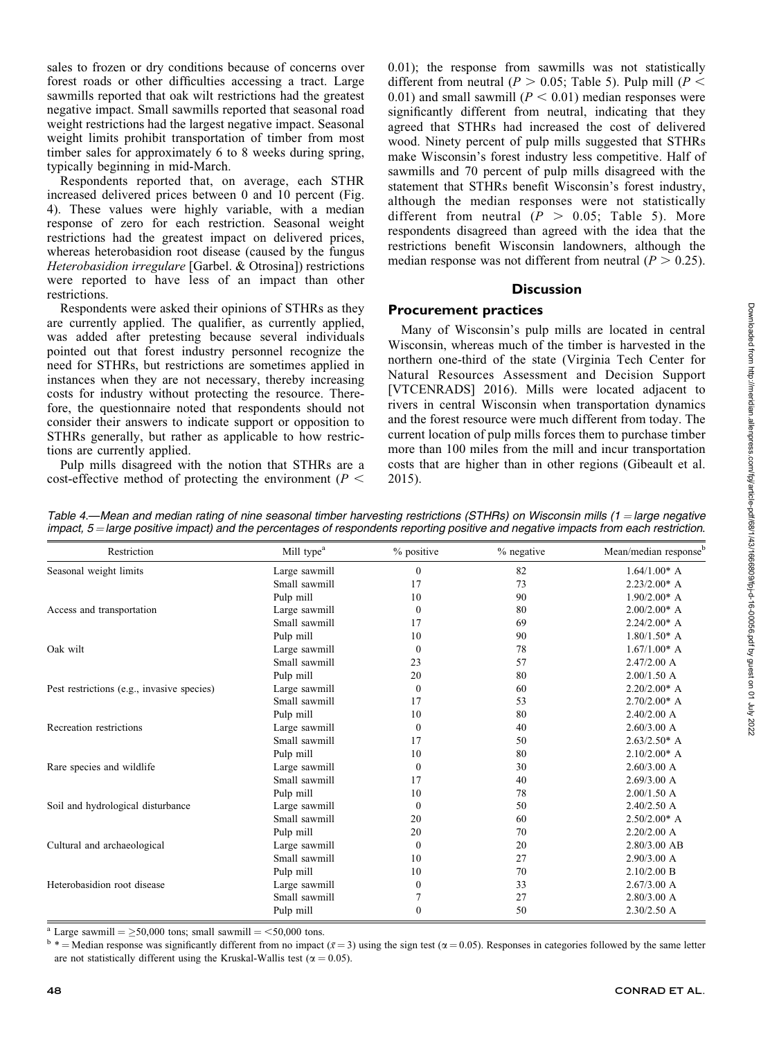sales to frozen or dry conditions because of concerns over forest roads or other difficulties accessing a tract. Large sawmills reported that oak wilt restrictions had the greatest negative impact. Small sawmills reported that seasonal road weight restrictions had the largest negative impact. Seasonal weight limits prohibit transportation of timber from most timber sales for approximately 6 to 8 weeks during spring, typically beginning in mid-March.

Respondents reported that, on average, each STHR increased delivered prices between 0 and 10 percent (Fig. 4). These values were highly variable, with a median response of zero for each restriction. Seasonal weight restrictions had the greatest impact on delivered prices, whereas heterobasidion root disease (caused by the fungus *Heterobasidion irregulare* [Garbel. & Otrosina]) restrictions were reported to have less of an impact than other restrictions.

Respondents were asked their opinions of STHRs as they are currently applied. The qualifier, as currently applied, was added after pretesting because several individuals pointed out that forest industry personnel recognize the need for STHRs, but restrictions are sometimes applied in instances when they are not necessary, thereby increasing costs for industry without protecting the resource. Therefore, the questionnaire noted that respondents should not consider their answers to indicate support or opposition to STHRs generally, but rather as applicable to how restrictions are currently applied.

Pulp mills disagreed with the notion that STHRs are a cost-effective method of protecting the environment ($P < 0.01$); the response from sawmills was not statistically different from neutral ($P > 0.05$; Table 5). Pulp mill ($P < 0.01$) and small sawmill ($P < 0.01$) median responses were significantly different from neutral, indicating that they agreed that STHRs had increased the cost of delivered wood. Ninety percent of pulp mills suggested that STHRs make Wisconsin's forest industry less competitive. Half of sawmills and 70 percent of pulp mills disagreed with the statement that STHRs benefit Wisconsin's forest industry, although the median responses were not statistically different from neutral ($P > 0.05$; Table 5). More respondents disagreed than agreed with the idea that the restrictions benefit Wisconsin landowners, although the median response was not different from neutral ($P > 0.25$).

## Discussion

### Procurement practices

Many of Wisconsin's pulp mills are located in central Wisconsin, whereas much of the timber is harvested in the northern one-third of the state (Virginia Tech Center for Natural Resources Assessment and Decision Support [VTCENRADS] 2016). Mills were located adjacent to rivers in central Wisconsin when transportation dynamics and the forest resource were much different from today. The current location of pulp mills forces them to purchase timber more than 100 miles from the mill and incur transportation costs that are higher than in other regions (Gibeault et al. 2015).

*Table 4.—Mean and median rating of nine seasonal timber harvesting restrictions (STHRs) on Wisconsin mills (1 = large negative impact, 5 = large positive impact) and the percentages of respondents reporting positive and negative impacts from each restriction.*

| Restriction | Mill type[a] | % positive | % negative | Mean/median response[b] |
|---|---|---|---|---|
| Seasonal weight limits | Large sawmill | 0 | 82 | 1.64/1.00* A |
| | Small sawmill | 17 | 73 | 2.23/2.00* A |
| | Pulp mill | 10 | 90 | 1.90/2.00* A |
| Access and transportation | Large sawmill | 0 | 80 | 2.00/2.00* A |
| | Small sawmill | 17 | 69 | 2.24/2.00* A |
| | Pulp mill | 10 | 90 | 1.80/1.50* A |
| Oak wilt | Large sawmill | 0 | 78 | 1.67/1.00* A |
| | Small sawmill | 23 | 57 | 2.47/2.00 A |
| | Pulp mill | 20 | 80 | 2.00/1.50 A |
| Pest restrictions (e.g., invasive species) | Large sawmill | 0 | 60 | 2.20/2.00* A |
| | Small sawmill | 17 | 53 | 2.70/2.00* A |
| | Pulp mill | 10 | 80 | 2.40/2.00 A |
| Recreation restrictions | Large sawmill | 0 | 40 | 2.60/3.00 A |
| | Small sawmill | 17 | 50 | 2.63/2.50* A |
| | Pulp mill | 10 | 80 | 2.10/2.00* A |
| Rare species and wildlife | Large sawmill | 0 | 30 | 2.60/3.00 A |
| | Small sawmill | 17 | 40 | 2.69/3.00 A |
| | Pulp mill | 10 | 78 | 2.00/1.50 A |
| Soil and hydrological disturbance | Large sawmill | 0 | 50 | 2.40/2.50 A |
| | Small sawmill | 20 | 60 | 2.50/2.00* A |
| | Pulp mill | 20 | 70 | 2.20/2.00 A |
| Cultural and archaeological | Large sawmill | 0 | 20 | 2.80/3.00 AB |
| | Small sawmill | 10 | 27 | 2.90/3.00 A |
| | Pulp mill | 10 | 70 | 2.10/2.00 B |
| Heterobasidion root disease | Large sawmill | 0 | 33 | 2.67/3.00 A |
| | Small sawmill | 7 | 27 | 2.80/3.00 A |
| | Pulp mill | 0 | 50 | 2.30/2.50 A |

[a] Large sawmill = ≥50,000 tons; small sawmill = <50,000 tons.

[b] * = Median response was significantly different from no impact ($\bar{x} = 3$) using the sign test ($\alpha = 0.05$). Responses in categories followed by the same letter are not statistically different using the Kruskal-Wallis test ($\alpha = 0.05$).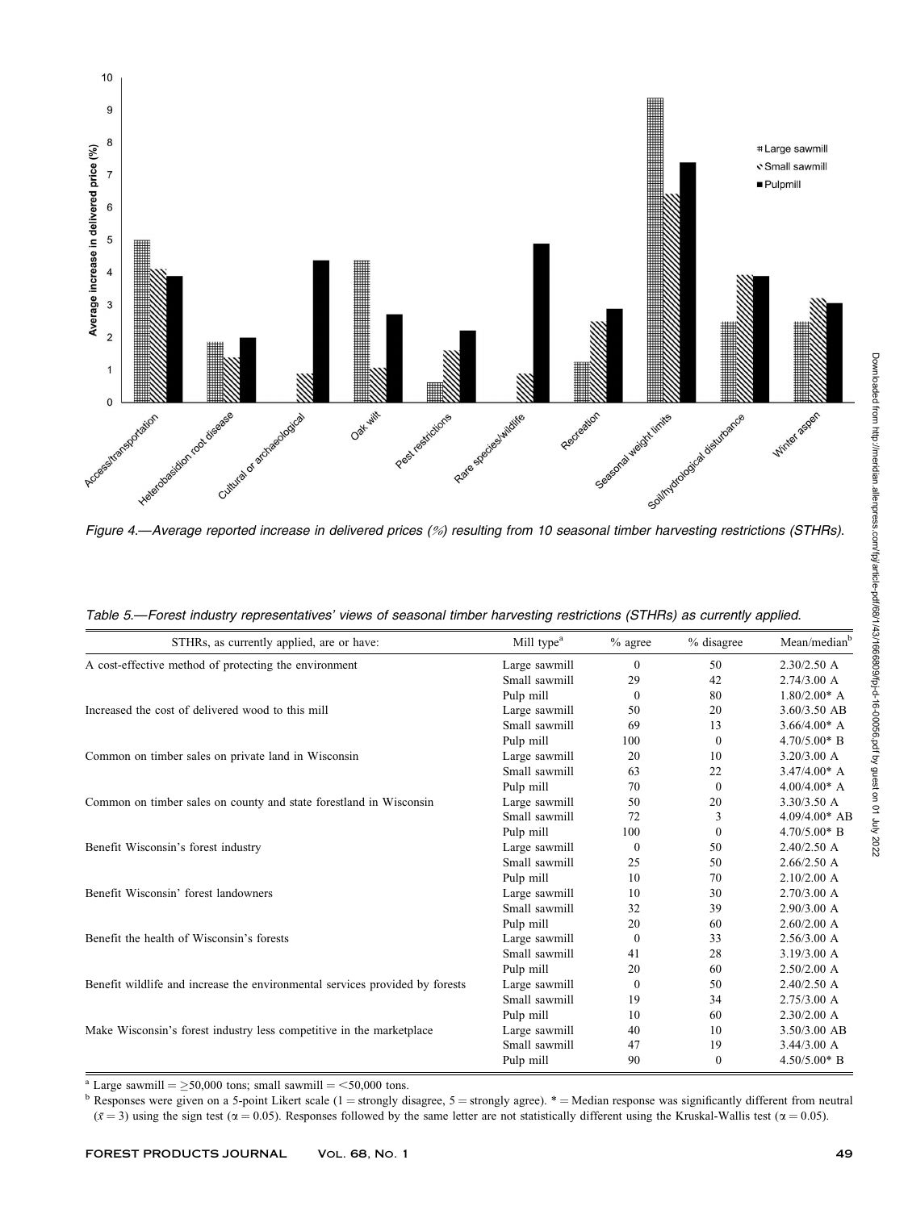Figure 4.—Average reported increase in delivered prices (%) resulting from 10 seasonal timber harvesting restrictions (STHRs).

Table 5.—Forest industry representatives' views of seasonal timber harvesting restrictions (STHRs) as currently applied.

| STHRs, as currently applied, are or have: | Mill type[a] | % agree | % disagree | Mean/median[b] |
|---|---|---|---|---|
| A cost-effective method of protecting the environment | Large sawmill | 0 | 50 | 2.30/2.50 A |
| | Small sawmill | 29 | 42 | 2.74/3.00 A |
| | Pulp mill | 0 | 80 | 1.80/2.00* A |
| Increased the cost of delivered wood to this mill | Large sawmill | 50 | 20 | 3.60/3.50 AB |
| | Small sawmill | 69 | 13 | 3.66/4.00* A |
| | Pulp mill | 100 | 0 | 4.70/5.00* B |
| Common on timber sales on private land in Wisconsin | Large sawmill | 20 | 10 | 3.20/3.00 A |
| | Small sawmill | 63 | 22 | 3.47/4.00* A |
| | Pulp mill | 70 | 0 | 4.00/4.00* A |
| Common on timber sales on county and state forestland in Wisconsin | Large sawmill | 50 | 20 | 3.30/3.50 A |
| | Small sawmill | 72 | 3 | 4.09/4.00* AB |
| | Pulp mill | 100 | 0 | 4.70/5.00* B |
| Benefit Wisconsin's forest industry | Large sawmill | 0 | 50 | 2.40/2.50 A |
| | Small sawmill | 25 | 50 | 2.66/2.50 A |
| | Pulp mill | 10 | 70 | 2.10/2.00 A |
| Benefit Wisconsin' forest landowners | Large sawmill | 10 | 30 | 2.70/3.00 A |
| | Small sawmill | 32 | 39 | 2.90/3.00 A |
| | Pulp mill | 20 | 60 | 2.60/2.00 A |
| Benefit the health of Wisconsin's forests | Large sawmill | 0 | 33 | 2.56/3.00 A |
| | Small sawmill | 41 | 28 | 3.19/3.00 A |
| | Pulp mill | 20 | 60 | 2.50/2.00 A |
| Benefit wildlife and increase the environmental services provided by forests | Large sawmill | 0 | 50 | 2.40/2.50 A |
| | Small sawmill | 19 | 34 | 2.75/3.00 A |
| | Pulp mill | 10 | 60 | 2.30/2.00 A |
| Make Wisconsin's forest industry less competitive in the marketplace | Large sawmill | 40 | 10 | 3.50/3.00 AB |
| | Small sawmill | 47 | 19 | 3.44/3.00 A |
| | Pulp mill | 90 | 0 | 4.50/5.00* B |

[a] Large sawmill = ≥50,000 tons; small sawmill = <50,000 tons.

[b] Responses were given on a 5-point Likert scale (1 = strongly disagree, 5 = strongly agree). * = Median response was significantly different from neutral ($\bar{x} = 3$) using the sign test ($\alpha = 0.05$). Responses followed by the same letter are not statistically different using the Kruskal-Wallis test ($\alpha = 0.05$).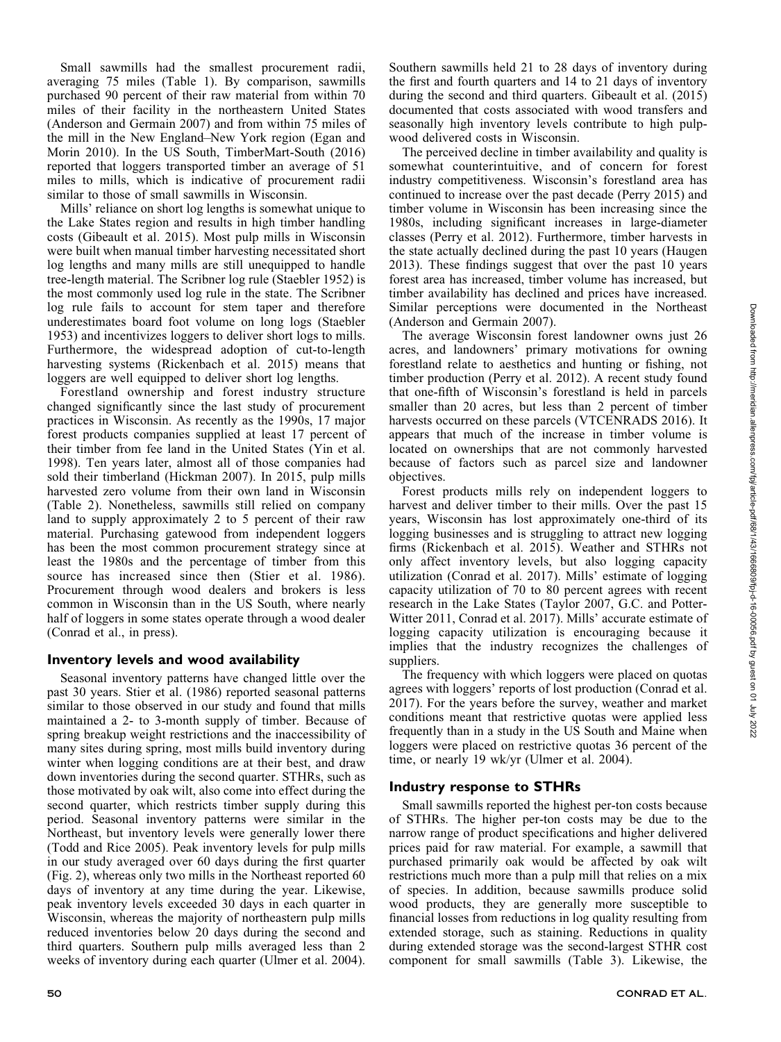Small sawmills had the smallest procurement radii, averaging 75 miles (Table 1). By comparison, sawmills purchased 90 percent of their raw material from within 70 miles of their facility in the northeastern United States (Anderson and Germain 2007) and from within 75 miles of the mill in the New England–New York region (Egan and Morin 2010). In the US South, TimberMart-South (2016) reported that loggers transported timber an average of 51 miles to mills, which is indicative of procurement radii similar to those of small sawmills in Wisconsin.

Mills' reliance on short log lengths is somewhat unique to the Lake States region and results in high timber handling costs (Gibeault et al. 2015). Most pulp mills in Wisconsin were built when manual timber harvesting necessitated short log lengths and many mills are still unequipped to handle tree-length material. The Scribner log rule (Staebler 1952) is the most commonly used log rule in the state. The Scribner log rule fails to account for stem taper and therefore underestimates board foot volume on long logs (Staebler 1953) and incentivizes loggers to deliver short logs to mills. Furthermore, the widespread adoption of cut-to-length harvesting systems (Rickenbach et al. 2015) means that loggers are well equipped to deliver short log lengths.

Forestland ownership and forest industry structure changed significantly since the last study of procurement practices in Wisconsin. As recently as the 1990s, 17 major forest products companies supplied at least 17 percent of their timber from fee land in the United States (Yin et al. 1998). Ten years later, almost all of those companies had sold their timberland (Hickman 2007). In 2015, pulp mills harvested zero volume from their own land in Wisconsin (Table 2). Nonetheless, sawmills still relied on company land to supply approximately 2 to 5 percent of their raw material. Purchasing gatewood from independent loggers has been the most common procurement strategy since at least the 1980s and the percentage of timber from this source has increased since then (Stier et al. 1986). Procurement through wood dealers and brokers is less common in Wisconsin than in the US South, where nearly half of loggers in some states operate through a wood dealer (Conrad et al., in press).

## Inventory levels and wood availability

Seasonal inventory patterns have changed little over the past 30 years. Stier et al. (1986) reported seasonal patterns similar to those observed in our study and found that mills maintained a 2- to 3-month supply of timber. Because of spring breakup weight restrictions and the inaccessibility of many sites during spring, most mills build inventory during winter when logging conditions are at their best, and draw down inventories during the second quarter. STHRs, such as those motivated by oak wilt, also come into effect during the second quarter, which restricts timber supply during this period. Seasonal inventory patterns were similar in the Northeast, but inventory levels were generally lower there (Todd and Rice 2005). Peak inventory levels for pulp mills in our study averaged over 60 days during the first quarter (Fig. 2), whereas only two mills in the Northeast reported 60 days of inventory at any time during the year. Likewise, peak inventory levels exceeded 30 days in each quarter in Wisconsin, whereas the majority of northeastern pulp mills reduced inventories below 20 days during the second and third quarters. Southern pulp mills averaged less than 2 weeks of inventory during each quarter (Ulmer et al. 2004). Southern sawmills held 21 to 28 days of inventory during the first and fourth quarters and 14 to 21 days of inventory during the second and third quarters. Gibeault et al. (2015) documented that costs associated with wood transfers and seasonally high inventory levels contribute to high pulpwood delivered costs in Wisconsin.

The perceived decline in timber availability and quality is somewhat counterintuitive, and of concern for forest industry competitiveness. Wisconsin's forestland area has continued to increase over the past decade (Perry 2015) and timber volume in Wisconsin has been increasing since the 1980s, including significant increases in large-diameter classes (Perry et al. 2012). Furthermore, timber harvests in the state actually declined during the past 10 years (Haugen 2013). These findings suggest that over the past 10 years forest area has increased, timber volume has increased, but timber availability has declined and prices have increased. Similar perceptions were documented in the Northeast (Anderson and Germain 2007).

The average Wisconsin forest landowner owns just 26 acres, and landowners' primary motivations for owning forestland relate to aesthetics and hunting or fishing, not timber production (Perry et al. 2012). A recent study found that one-fifth of Wisconsin's forestland is held in parcels smaller than 20 acres, but less than 2 percent of timber harvests occurred on these parcels (VTCENRADS 2016). It appears that much of the increase in timber volume is located on ownerships that are not commonly harvested because of factors such as parcel size and landowner objectives.

Forest products mills rely on independent loggers to harvest and deliver timber to their mills. Over the past 15 years, Wisconsin has lost approximately one-third of its logging businesses and is struggling to attract new logging firms (Rickenbach et al. 2015). Weather and STHRs not only affect inventory levels, but also logging capacity utilization (Conrad et al. 2017). Mills' estimate of logging capacity utilization of 70 to 80 percent agrees with recent research in the Lake States (Taylor 2007, G.C. and Potter-Witter 2011, Conrad et al. 2017). Mills' accurate estimate of logging capacity utilization is encouraging because it implies that the industry recognizes the challenges of suppliers.

The frequency with which loggers were placed on quotas agrees with loggers' reports of lost production (Conrad et al. 2017). For the years before the survey, weather and market conditions meant that restrictive quotas were applied less frequently than in a study in the US South and Maine when loggers were placed on restrictive quotas 36 percent of the time, or nearly 19 wk/yr (Ulmer et al. 2004).

## Industry response to STHRs

Small sawmills reported the highest per-ton costs because of STHRs. The higher per-ton costs may be due to the narrow range of product specifications and higher delivered prices paid for raw material. For example, a sawmill that purchased primarily oak would be affected by oak wilt restrictions much more than a pulp mill that relies on a mix of species. In addition, because sawmills produce solid wood products, they are generally more susceptible to financial losses from reductions in log quality resulting from extended storage, such as staining. Reductions in quality during extended storage was the second-largest STHR cost component for small sawmills (Table 3). Likewise, the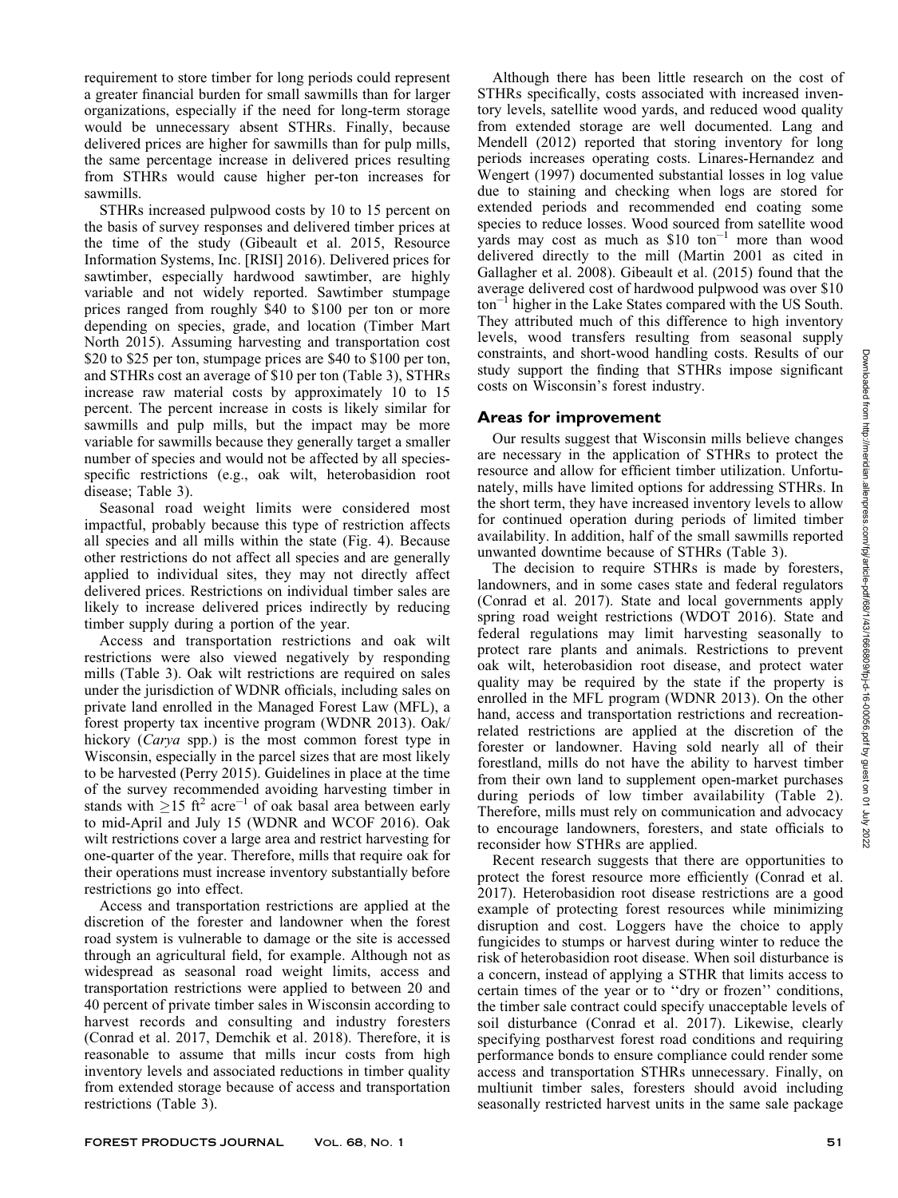requirement to store timber for long periods could represent a greater financial burden for small sawmills than for larger organizations, especially if the need for long-term storage would be unnecessary absent STHRs. Finally, because delivered prices are higher for sawmills than for pulp mills, the same percentage increase in delivered prices resulting from STHRs would cause higher per-ton increases for sawmills.

STHRs increased pulpwood costs by 10 to 15 percent on the basis of survey responses and delivered timber prices at the time of the study (Gibeault et al. 2015, Resource Information Systems, Inc. [RISI] 2016). Delivered prices for sawtimber, especially hardwood sawtimber, are highly variable and not widely reported. Sawtimber stumpage prices ranged from roughly \$40 to \$100 per ton or more depending on species, grade, and location (Timber Mart North 2015). Assuming harvesting and transportation cost \$20 to \$25 per ton, stumpage prices are \$40 to \$100 per ton, and STHRs cost an average of \$10 per ton (Table 3), STHRs increase raw material costs by approximately 10 to 15 percent. The percent increase in costs is likely similar for sawmills and pulp mills, but the impact may be more variable for sawmills because they generally target a smaller number of species and would not be affected by all species-specific restrictions (e.g., oak wilt, heterobasidion root disease; Table 3).

Seasonal road weight limits were considered most impactful, probably because this type of restriction affects all species and all mills within the state (Fig. 4). Because other restrictions do not affect all species and are generally applied to individual sites, they may not directly affect delivered prices. Restrictions on individual timber sales are likely to increase delivered prices indirectly by reducing timber supply during a portion of the year.

Access and transportation restrictions and oak wilt restrictions were also viewed negatively by responding mills (Table 3). Oak wilt restrictions are required on sales under the jurisdiction of WDNR officials, including sales on private land enrolled in the Managed Forest Law (MFL), a forest property tax incentive program (WDNR 2013). Oak/hickory (*Carya* spp.) is the most common forest type in Wisconsin, especially in the parcel sizes that are most likely to be harvested (Perry 2015). Guidelines in place at the time of the survey recommended avoiding harvesting timber in stands with $\geq$15 ft$^2$ acre$^{-1}$ of oak basal area between early to mid-April and July 15 (WDNR and WCOF 2016). Oak wilt restrictions cover a large area and restrict harvesting for one-quarter of the year. Therefore, mills that require oak for their operations must increase inventory substantially before restrictions go into effect.

Access and transportation restrictions are applied at the discretion of the forester and landowner when the forest road system is vulnerable to damage or the site is accessed through an agricultural field, for example. Although not as widespread as seasonal road weight limits, access and transportation restrictions were applied to between 20 and 40 percent of private timber sales in Wisconsin according to harvest records and consulting and industry foresters (Conrad et al. 2017, Demchik et al. 2018). Therefore, it is reasonable to assume that mills incur costs from high inventory levels and associated reductions in timber quality from extended storage because of access and transportation restrictions (Table 3).

Although there has been little research on the cost of STHRs specifically, costs associated with increased inventory levels, satellite wood yards, and reduced wood quality from extended storage are well documented. Lang and Mendell (2012) reported that storing inventory for long periods increases operating costs. Linares-Hernandez and Wengert (1997) documented substantial losses in log value due to staining and checking when logs are stored for extended periods and recommended end coating some species to reduce losses. Wood sourced from satellite wood yards may cost as much as \$10 ton$^{-1}$ more than wood delivered directly to the mill (Martin 2001 as cited in Gallagher et al. 2008). Gibeault et al. (2015) found that the average delivered cost of hardwood pulpwood was over \$10 ton$^{-1}$ higher in the Lake States compared with the US South. They attributed much of this difference to high inventory levels, wood transfers resulting from seasonal supply constraints, and short-wood handling costs. Results of our study support the finding that STHRs impose significant costs on Wisconsin's forest industry.

## Areas for improvement

Our results suggest that Wisconsin mills believe changes are necessary in the application of STHRs to protect the resource and allow for efficient timber utilization. Unfortunately, mills have limited options for addressing STHRs. In the short term, they have increased inventory levels to allow for continued operation during periods of limited timber availability. In addition, half of the small sawmills reported unwanted downtime because of STHRs (Table 3).

The decision to require STHRs is made by foresters, landowners, and in some cases state and federal regulators (Conrad et al. 2017). State and local governments apply spring road weight restrictions (WDOT 2016). State and federal regulations may limit harvesting seasonally to protect rare plants and animals. Restrictions to prevent oak wilt, heterobasidion root disease, and protect water quality may be required by the state if the property is enrolled in the MFL program (WDNR 2013). On the other hand, access and transportation restrictions and recreation-related restrictions are applied at the discretion of the forester or landowner. Having sold nearly all of their forestland, mills do not have the ability to harvest timber from their own land to supplement open-market purchases during periods of low timber availability (Table 2). Therefore, mills must rely on communication and advocacy to encourage landowners, foresters, and state officials to reconsider how STHRs are applied.

Recent research suggests that there are opportunities to protect the forest resource more efficiently (Conrad et al. 2017). Heterobasidion root disease restrictions are a good example of protecting forest resources while minimizing disruption and cost. Loggers have the choice to apply fungicides to stumps or harvest during winter to reduce the risk of heterobasidion root disease. When soil disturbance is a concern, instead of applying a STHR that limits access to certain times of the year or to "dry or frozen" conditions, the timber sale contract could specify unacceptable levels of soil disturbance (Conrad et al. 2017). Likewise, clearly specifying postharvest forest road conditions and requiring performance bonds to ensure compliance could render some access and transportation STHRs unnecessary. Finally, on multiunit timber sales, foresters should avoid including seasonally restricted harvest units in the same sale package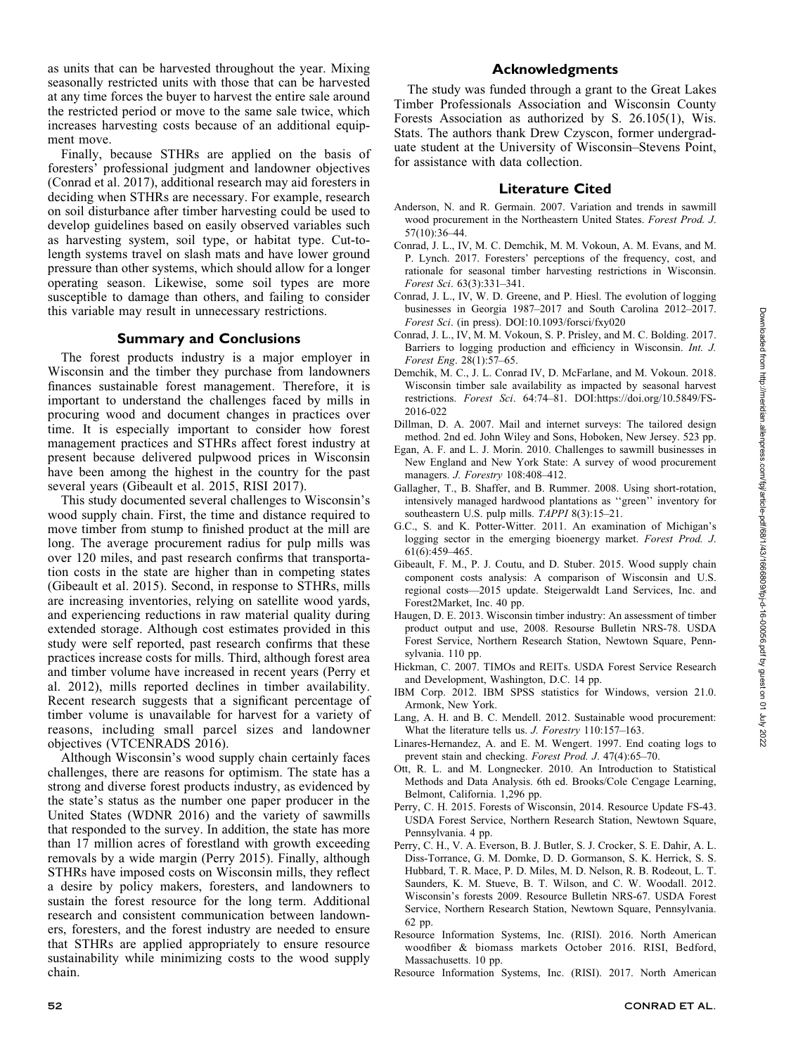as units that can be harvested throughout the year. Mixing seasonally restricted units with those that can be harvested at any time forces the buyer to harvest the entire sale around the restricted period or move to the same sale twice, which increases harvesting costs because of an additional equipment move.

Finally, because STHRs are applied on the basis of foresters' professional judgment and landowner objectives (Conrad et al. 2017), additional research may aid foresters in deciding when STHRs are necessary. For example, research on soil disturbance after timber harvesting could be used to develop guidelines based on easily observed variables such as harvesting system, soil type, or habitat type. Cut-to-length systems travel on slash mats and have lower ground pressure than other systems, which should allow for a longer operating season. Likewise, some soil types are more susceptible to damage than others, and failing to consider this variable may result in unnecessary restrictions.

## Summary and Conclusions

The forest products industry is a major employer in Wisconsin and the timber they purchase from landowners finances sustainable forest management. Therefore, it is important to understand the challenges faced by mills in procuring wood and document changes in practices over time. It is especially important to consider how forest management practices and STHRs affect forest industry at present because delivered pulpwood prices in Wisconsin have been among the highest in the country for the past several years (Gibeault et al. 2015, RISI 2017).

This study documented several challenges to Wisconsin's wood supply chain. First, the time and distance required to move timber from stump to finished product at the mill are long. The average procurement radius for pulp mills was over 120 miles, and past research confirms that transportation costs in the state are higher than in competing states (Gibeault et al. 2015). Second, in response to STHRs, mills are increasing inventories, relying on satellite wood yards, and experiencing reductions in raw material quality during extended storage. Although cost estimates provided in this study were self reported, past research confirms that these practices increase costs for mills. Third, although forest area and timber volume have increased in recent years (Perry et al. 2012), mills reported declines in timber availability. Recent research suggests that a significant percentage of timber volume is unavailable for harvest for a variety of reasons, including small parcel sizes and landowner objectives (VTCENRADS 2016).

Although Wisconsin's wood supply chain certainly faces challenges, there are reasons for optimism. The state has a strong and diverse forest products industry, as evidenced by the state's status as the number one paper producer in the United States (WDNR 2016) and the variety of sawmills that responded to the survey. In addition, the state has more than 17 million acres of forestland with growth exceeding removals by a wide margin (Perry 2015). Finally, although STHRs have imposed costs on Wisconsin mills, they reflect a desire by policy makers, foresters, and landowners to sustain the forest resource for the long term. Additional research and consistent communication between landowners, foresters, and the forest industry are needed to ensure that STHRs are applied appropriately to ensure resource sustainability while minimizing costs to the wood supply chain.

## Acknowledgments

The study was funded through a grant to the Great Lakes Timber Professionals Association and Wisconsin County Forests Association as authorized by S. 26.105(1), Wis. Stats. The authors thank Drew Czyscon, former undergraduate student at the University of Wisconsin–Stevens Point, for assistance with data collection.

## Literature Cited

Anderson, N. and R. Germain. 2007. Variation and trends in sawmill wood procurement in the Northeastern United States. *Forest Prod. J.* 57(10):36–44.

Conrad, J. L., IV, M. C. Demchik, M. M. Vokoun, A. M. Evans, and M. P. Lynch. 2017. Foresters' perceptions of the frequency, cost, and rationale for seasonal timber harvesting restrictions in Wisconsin. *Forest Sci*. 63(3):331–341.

Conrad, J. L., IV, W. D. Greene, and P. Hiesl. The evolution of logging businesses in Georgia 1987–2017 and South Carolina 2012–2017. *Forest Sci*. (in press). DOI:10.1093/forsci/fxy020

Conrad, J. L., IV, M. M. Vokoun, S. P. Prisley, and M. C. Bolding. 2017. Barriers to logging production and efficiency in Wisconsin. *Int. J. Forest Eng*. 28(1):57–65.

Demchik, M. C., J. L. Conrad IV, D. McFarlane, and M. Vokoun. 2018. Wisconsin timber sale availability as impacted by seasonal harvest restrictions. *Forest Sci*. 64:74–81. DOI:https://doi.org/10.5849/FS-2016-022

Dillman, D. A. 2007. Mail and internet surveys: The tailored design method. 2nd ed. John Wiley and Sons, Hoboken, New Jersey. 523 pp.

Egan, A. F. and L. J. Morin. 2010. Challenges to sawmill businesses in New England and New York State: A survey of wood procurement managers. *J. Forestry* 108:408–412.

Gallagher, T., B. Shaffer, and B. Rummer. 2008. Using short-rotation, intensively managed hardwood plantations as ''green'' inventory for southeastern U.S. pulp mills. *TAPPI* 8(3):15–21.

G.C., S. and K. Potter-Witter. 2011. An examination of Michigan's logging sector in the emerging bioenergy market. *Forest Prod. J.* 61(6):459–465.

Gibeault, F. M., P. J. Coutu, and D. Stuber. 2015. Wood supply chain component costs analysis: A comparison of Wisconsin and U.S. regional costs—2015 update. Steigerwaldt Land Services, Inc. and Forest2Market, Inc. 40 pp.

Haugen, D. E. 2013. Wisconsin timber industry: An assessment of timber product output and use, 2008. Resourse Bulletin NRS-78. USDA Forest Service, Northern Research Station, Newtown Square, Pennsylvania. 110 pp.

Hickman, C. 2007. TIMOs and REITs. USDA Forest Service Research and Development, Washington, D.C. 14 pp.

IBM Corp. 2012. IBM SPSS statistics for Windows, version 21.0. Armonk, New York.

Lang, A. H. and B. C. Mendell. 2012. Sustainable wood procurement: What the literature tells us. *J. Forestry* 110:157–163.

Linares-Hernandez, A. and E. M. Wengert. 1997. End coating logs to prevent stain and checking. *Forest Prod. J*. 47(4):65–70.

Ott, R. L. and M. Longnecker. 2010. An Introduction to Statistical Methods and Data Analysis. 6th ed. Brooks/Cole Cengage Learning, Belmont, California. 1,296 pp.

Perry, C. H. 2015. Forests of Wisconsin, 2014. Resource Update FS-43. USDA Forest Service, Northern Research Station, Newtown Square, Pennsylvania. 4 pp.

Perry, C. H., V. A. Everson, B. J. Butler, S. J. Crocker, S. E. Dahir, A. L. Diss-Torrance, G. M. Domke, D. D. Gormanson, S. K. Herrick, S. S. Hubbard, T. R. Mace, P. D. Miles, M. D. Nelson, R. B. Rodeout, L. T. Saunders, K. M. Stueve, B. T. Wilson, and C. W. Woodall. 2012. Wisconsin's forests 2009. Resource Bulletin NRS-67. USDA Forest Service, Northern Research Station, Newtown Square, Pennsylvania. 62 pp.

Resource Information Systems, Inc. (RISI). 2016. North American woodfiber & biomass markets October 2016. RISI, Bedford, Massachusetts. 10 pp.

Resource Information Systems, Inc. (RISI). 2017. North American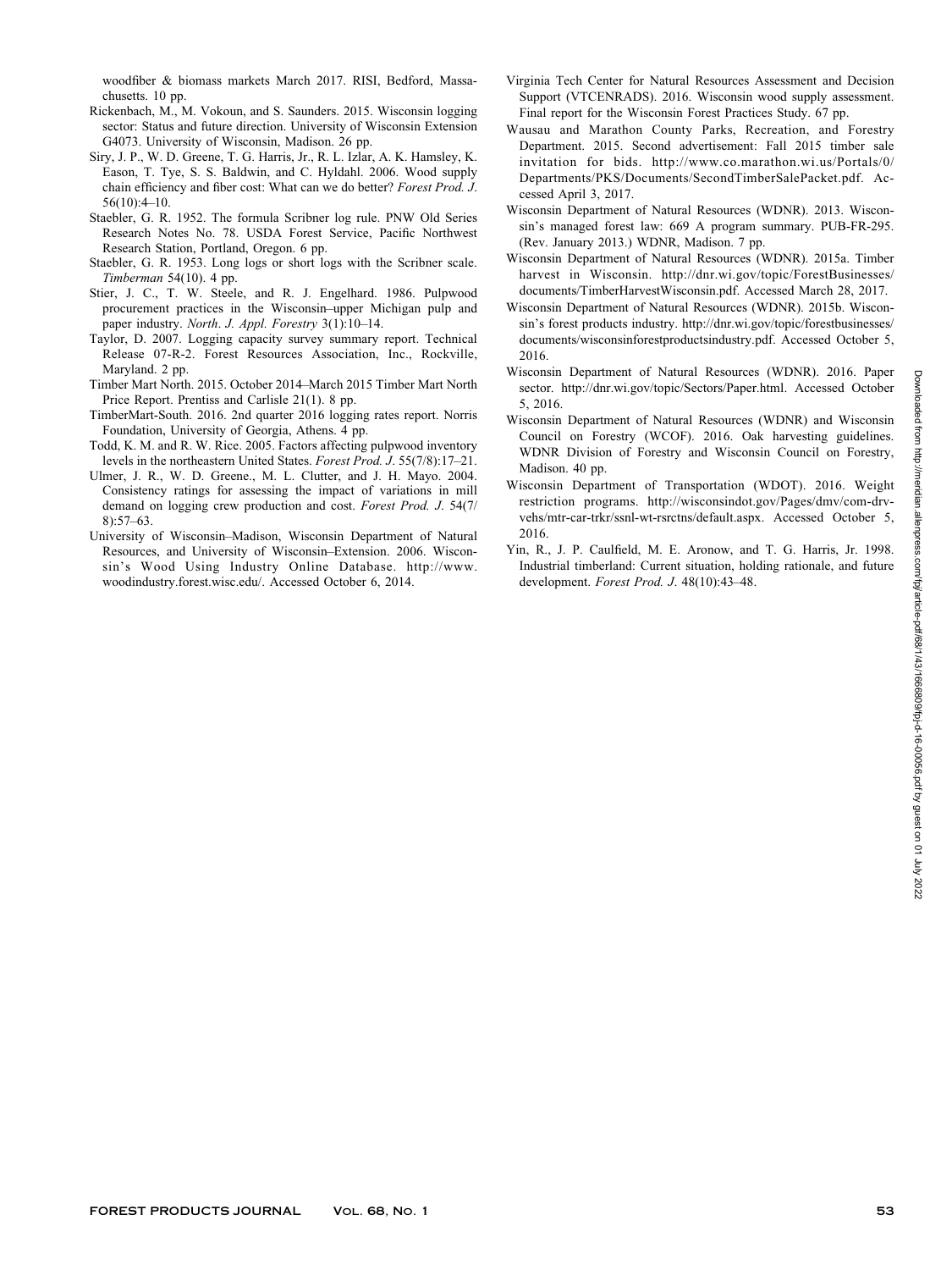woodfiber & biomass markets March 2017. RISI, Bedford, Massachusetts. 10 pp.

Rickenbach, M., M. Vokoun, and S. Saunders. 2015. Wisconsin logging sector: Status and future direction. University of Wisconsin Extension G4073. University of Wisconsin, Madison. 26 pp.

Siry, J. P., W. D. Greene, T. G. Harris, Jr., R. L. Izlar, A. K. Hamsley, K. Eason, T. Tye, S. S. Baldwin, and C. Hyldahl. 2006. Wood supply chain efficiency and fiber cost: What can we do better? *Forest Prod. J.* 56(10):4–10.

Staebler, G. R. 1952. The formula Scribner log rule. PNW Old Series Research Notes No. 78. USDA Forest Service, Pacific Northwest Research Station, Portland, Oregon. 6 pp.

Staebler, G. R. 1953. Long logs or short logs with the Scribner scale. *Timberman* 54(10). 4 pp.

Stier, J. C., T. W. Steele, and R. J. Engelhard. 1986. Pulpwood procurement practices in the Wisconsin–upper Michigan pulp and paper industry. *North. J. Appl. Forestry* 3(1):10–14.

Taylor, D. 2007. Logging capacity survey summary report. Technical Release 07-R-2. Forest Resources Association, Inc., Rockville, Maryland. 2 pp.

Timber Mart North. 2015. October 2014–March 2015 Timber Mart North Price Report. Prentiss and Carlisle 21(1). 8 pp.

TimberMart-South. 2016. 2nd quarter 2016 logging rates report. Norris Foundation, University of Georgia, Athens. 4 pp.

Todd, K. M. and R. W. Rice. 2005. Factors affecting pulpwood inventory levels in the northeastern United States. *Forest Prod. J.* 55(7/8):17–21.

Ulmer, J. R., W. D. Greene., M. L. Clutter, and J. H. Mayo. 2004. Consistency ratings for assessing the impact of variations in mill demand on logging crew production and cost. *Forest Prod. J.* 54(7/8):57–63.

University of Wisconsin–Madison, Wisconsin Department of Natural Resources, and University of Wisconsin–Extension. 2006. Wisconsin's Wood Using Industry Online Database. http://www.woodindustry.forest.wisc.edu/. Accessed October 6, 2014.

Virginia Tech Center for Natural Resources Assessment and Decision Support (VTCENRADS). 2016. Wisconsin wood supply assessment. Final report for the Wisconsin Forest Practices Study. 67 pp.

Wausau and Marathon County Parks, Recreation, and Forestry Department. 2015. Second advertisement: Fall 2015 timber sale invitation for bids. http://www.co.marathon.wi.us/Portals/0/Departments/PKS/Documents/SecondTimberSalePacket.pdf. Accessed April 3, 2017.

Wisconsin Department of Natural Resources (WDNR). 2013. Wisconsin's managed forest law: 669 A program summary. PUB-FR-295. (Rev. January 2013.) WDNR, Madison. 7 pp.

Wisconsin Department of Natural Resources (WDNR). 2015a. Timber harvest in Wisconsin. http://dnr.wi.gov/topic/ForestBusinesses/documents/TimberHarvestWisconsin.pdf. Accessed March 28, 2017.

Wisconsin Department of Natural Resources (WDNR). 2015b. Wisconsin's forest products industry. http://dnr.wi.gov/topic/forestbusinesses/documents/wisconsinforestproductsindustry.pdf. Accessed October 5, 2016.

Wisconsin Department of Natural Resources (WDNR). 2016. Paper sector. http://dnr.wi.gov/topic/Sectors/Paper.html. Accessed October 5, 2016.

Wisconsin Department of Natural Resources (WDNR) and Wisconsin Council on Forestry (WCOF). 2016. Oak harvesting guidelines. WDNR Division of Forestry and Wisconsin Council on Forestry, Madison. 40 pp.

Wisconsin Department of Transportation (WDOT). 2016. Weight restriction programs. http://wisconsindot.gov/Pages/dmv/com-drv-vehs/mtr-car-trkr/ssnl-wt-rsrctns/default.aspx. Accessed October 5, 2016.

Yin, R., J. P. Caulfield, M. E. Aronow, and T. G. Harris, Jr. 1998. Industrial timberland: Current situation, holding rationale, and future development. *Forest Prod. J.* 48(10):43–48.